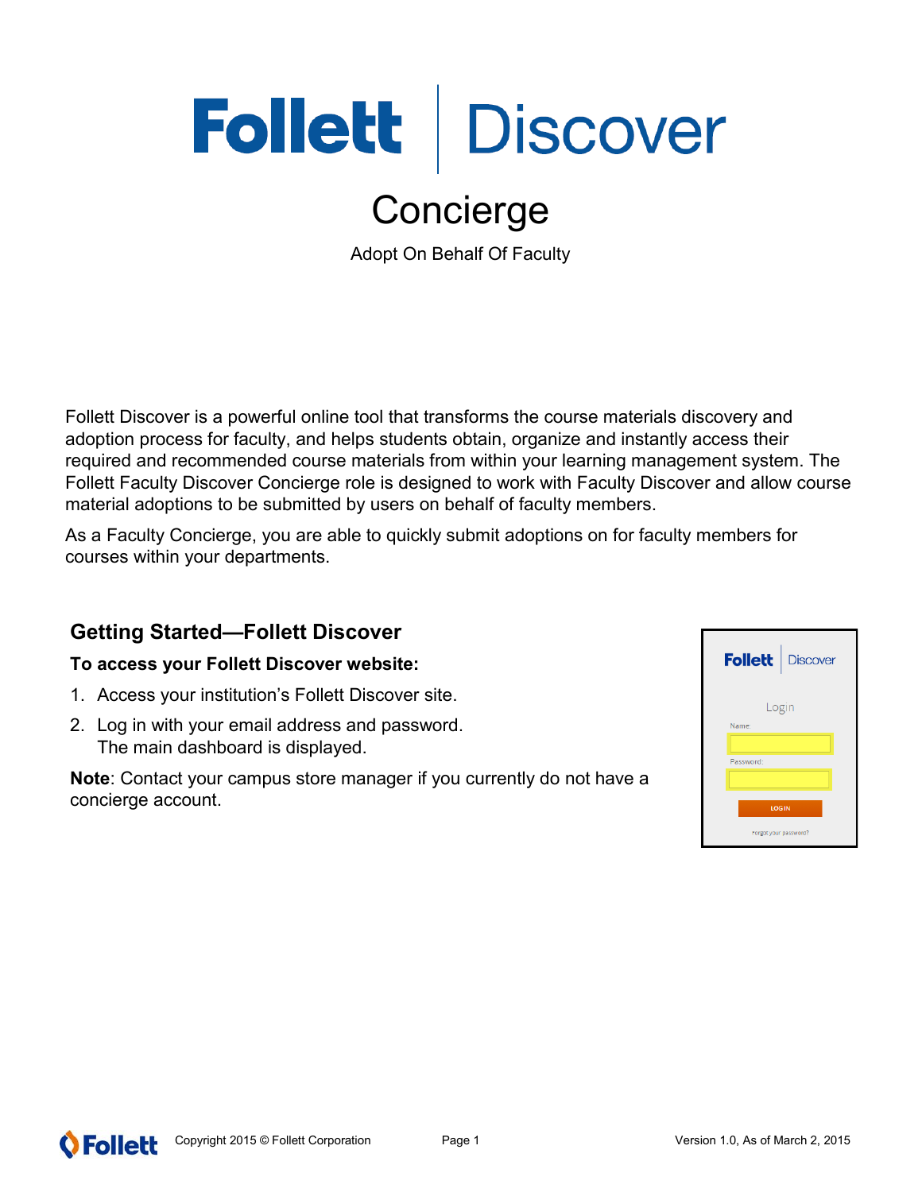# Follett | Discover

## Concierge

Adopt On Behalf Of Faculty

Follett Discover is a powerful online tool that transforms the course materials discovery and adoption process for faculty, and helps students obtain, organize and instantly access their required and recommended course materials from within your learning management system. The Follett Faculty Discover Concierge role is designed to work with Faculty Discover and allow course material adoptions to be submitted by users on behalf of faculty members.

As a Faculty Concierge, you are able to quickly submit adoptions on for faculty members for courses within your departments.

### Getting Started—Follett Discover

**To access your Follett Discover website:**

1. Access your institution's Follett Discover site.
2. Log in with your email address and password.
   The main dashboard is displayed.

**Note**: Contact your campus store manager if you currently do not have a concierge account.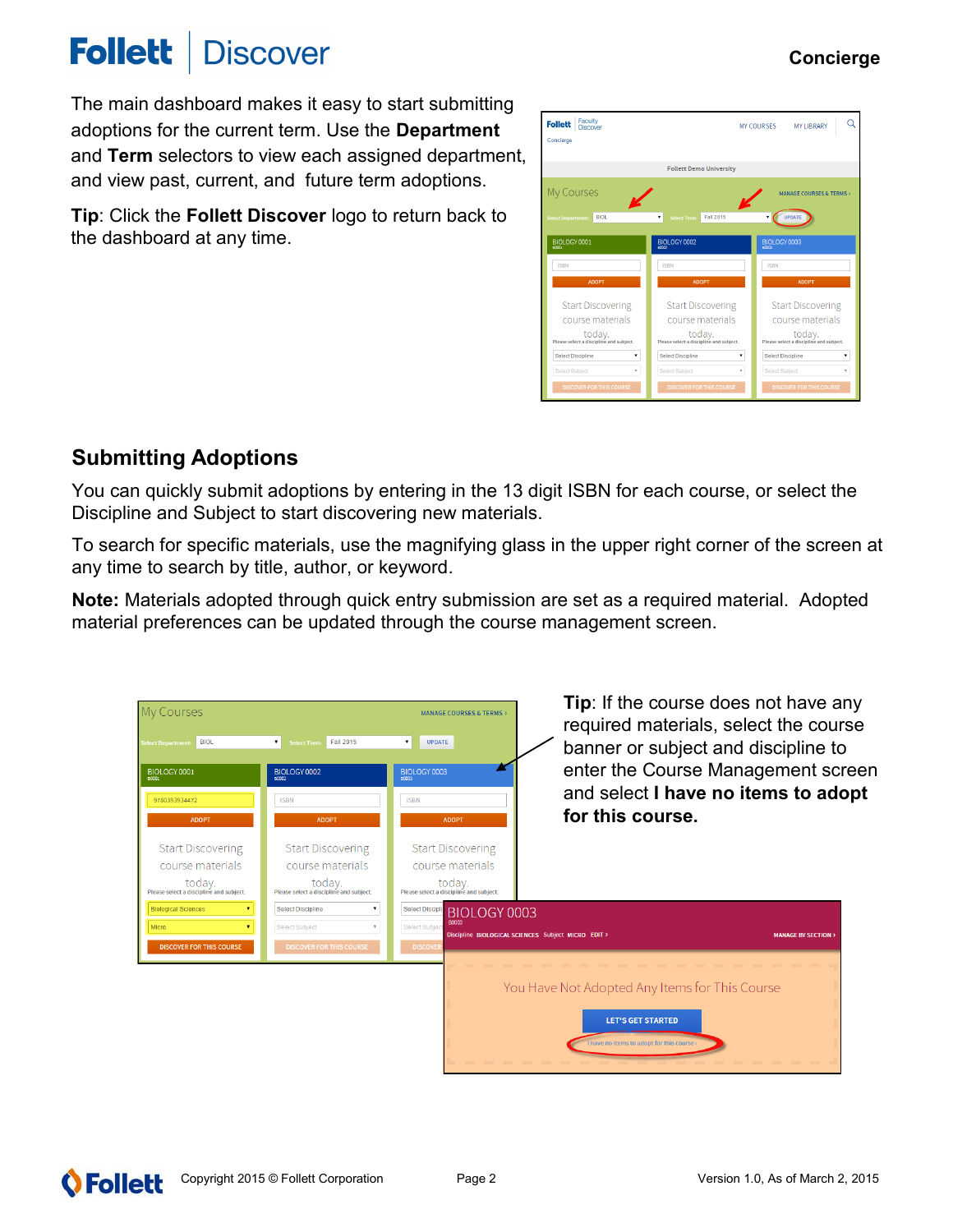The main dashboard makes it easy to start submitting adoptions for the current term. Use the **Department** and **Term** selectors to view each assigned department, and view past, current, and future term adoptions.

**Tip**: Click the **Follett Discover** logo to return back to the dashboard at any time.

## Submitting Adoptions

You can quickly submit adoptions by entering in the 13 digit ISBN for each course, or select the Discipline and Subject to start discovering new materials.

To search for specific materials, use the magnifying glass in the upper right corner of the screen at any time to search by title, author, or keyword.

**Note:** Materials adopted through quick entry submission are set as a required material. Adopted material preferences can be updated through the course management screen.

**Tip**: If the course does not have any required materials, select the course banner or subject and discipline to enter the Course Management screen and select **I have no items to adopt for this course.**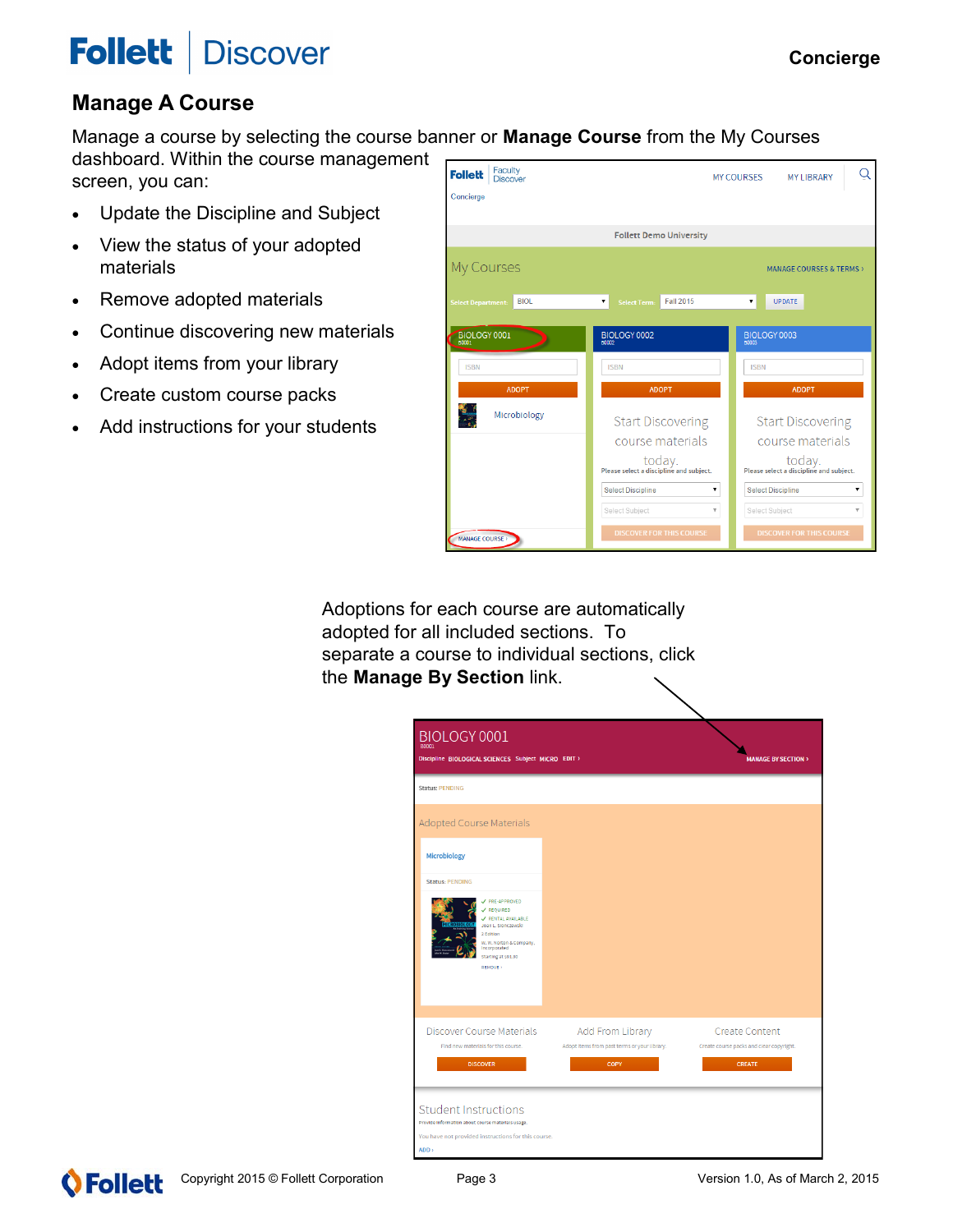## Manage A Course

Manage a course by selecting the course banner or **Manage Course** from the My Courses dashboard. Within the course management screen, you can:

- Update the Discipline and Subject
- View the status of your adopted materials
- Remove adopted materials
- Continue discovering new materials
- Adopt items from your library
- Create custom course packs
- Add instructions for your students

Adoptions for each course are automatically adopted for all included sections. To separate a course to individual sections, click the **Manage By Section** link.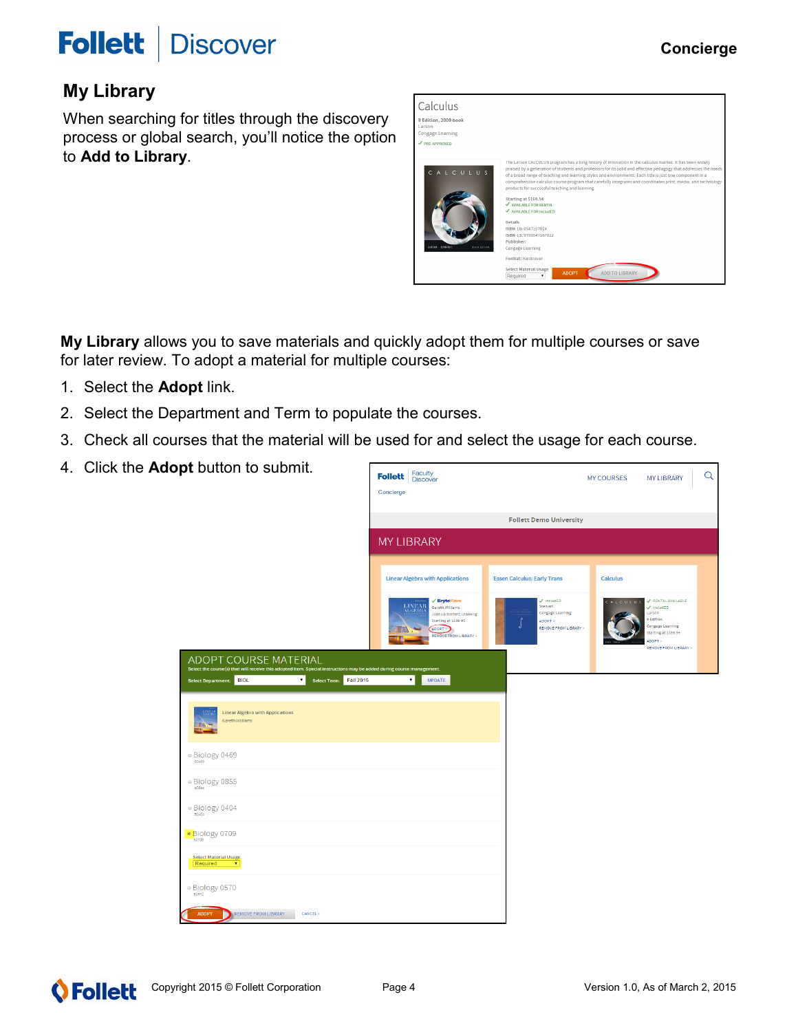## My Library

When searching for titles through the discovery process or global search, you'll notice the option to **Add to Library**.

**My Library** allows you to save materials and quickly adopt them for multiple courses or save for later review. To adopt a material for multiple courses:

1. Select the **Adopt** link.
2. Select the Department and Term to populate the courses.
3. Check all courses that the material will be used for and select the usage for each course.
4. Click the **Adopt** button to submit.